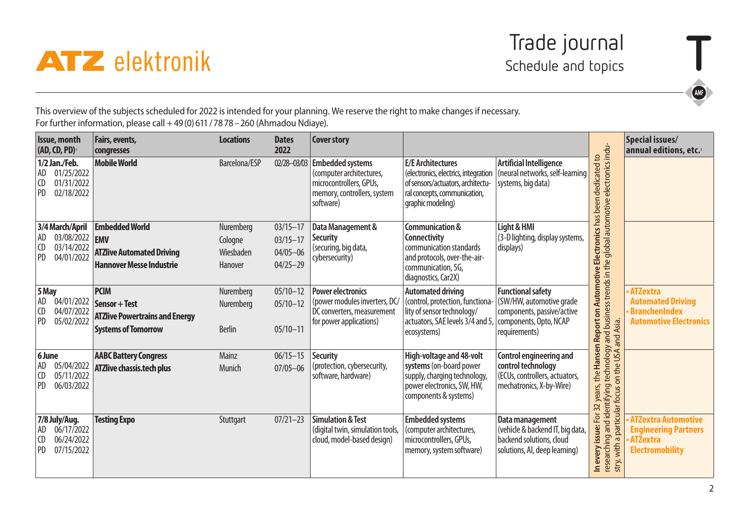# ATZ elektronik

## Trade journal
### Schedule and topics

This overview of the subjects scheduled for 2022 is intended for your planning. We reserve the right to make changes if necessary.
For further information, please call +49 (0) 611 / 78 78 – 260 (Ahmadou Ndiaye).

| Issue, month (AD, CD, PD)[1] | Fairs, events, congresses | Locations | Dates 2022 | Cover story | | | | Special issues/ annual editions, etc.[3] |
|---|---|---|---|---|---|---|---|---|
| **1/2 Jan./Feb.** AD 01/25/2022 CD 01/31/2022 PD 02/18/2022 | **Mobile World** | Barcelona/ESP | 02/28–03/03 | **Embedded systems** (computer architectures, microcontrollers, GPUs, memory, controllers, system software) | **E/E Architectures** (electronics, electrics, integration of sensors/actuators, architectural concepts, communication, graphic modeling) | **Artificial Intelligence** (neural networks, self-learning systems, big data) | **In every issue:** For 32 years, the **Hansen Report on Automotive Electronics** has been dedicated to researching and identifying technology and business trends in the global automotive electronics industry, with a particular focus on the USA and Asia. | |
| **3/4 March/April** AD 03/08/2022 CD 03/14/2022 PD 04/01/2022 | **Embedded World**<br>**EMV**<br>**ATZlive Automated Driving**<br>**Hannover Messe Industrie** | Nuremberg<br>Cologne<br>Wiesbaden<br>Hanover | 03/15–17<br>03/15–17<br>04/05–06<br>04/25–29 | **Data Management & Security** (securing, big data, cybersecurity) | **Communication & Connectivity** communication standards and protocols, over-the-air-communication, 5G, diagnostics, Car2X) | **Light & HMI** (3-D lighting, display systems, displays) | | |
| **5 May** AD 04/01/2022 CD 04/07/2022 PD 05/02/2022 | **PCIM**<br>**Sensor + Test**<br>**ATZlive Powertrains and Energy**<br>**Systems of Tomorrow** | Nuremberg<br>Nuremberg<br><br>Berlin | 05/10–12<br>05/10–12<br><br>05/10–11 | **Power electronics** (power modules inverters, DC/DC converters, measurement for power applications) | **Automated driving** (control, protection, functionality of sensor technology/actuators, SAE levels 3/4 and 5, ecosystems) | **Functional safety** (SW/HW, automotive grade components, passive/active components, Opto, NCAP requirements) | | • ATZextra Automated Driving<br>• BranchenIndex Automotive Electronics |
| **6 June** AD 05/04/2022 CD 05/11/2022 PD 06/03/2022 | **AABC Battery Congress**<br>**ATZlive chassis.tech plus** | Mainz<br>Munich | 06/15–15<br>07/05–06 | **Security** (protection, cybersecurity, software, hardware) | **High-voltage and 48-volt systems** (on-board power supply, charging technology, power electronics, SW, HW, components & systems) | **Control engineering and control technology** (ECUs, controllers, actuators, mechatronics, X-by-Wire) | | |
| **7/8 July/Aug.** AD 06/17/2022 CD 06/24/2022 PD 07/15/2022 | **Testing Expo** | Stuttgart | 07/21–23 | **Simulation & Test** (digital twin, simulation tools, cloud, model-based design) | **Embedded systems** (computer architectures, microcontrollers, GPUs, memory, system software) | **Data management** (vehicle & backend IT, big data, backend solutions, cloud solutions, AI, deep learning) | | • ATZextra Automotive Engineering Partners<br>• ATZextra Electromobility |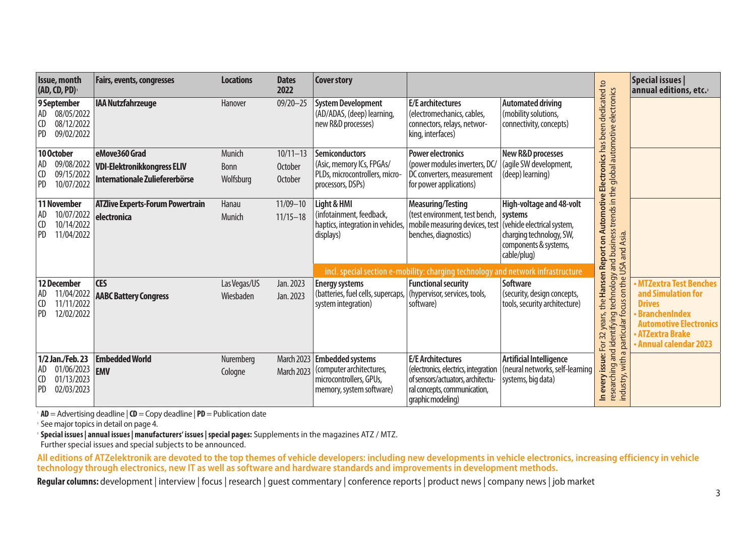| Issue, month (AD, CD, PD)[1] | Fairs, events, congresses | Locations | Dates 2022 | Cover story | | | | Special issues \| annual editions, etc.[3] |
|---|---|---|---|---|---|---|---|---|
| **9 September** AD 08/05/2022 CD 08/12/2022 PD 09/02/2022 | **IAA Nutzfahrzeuge** | Hanover | 09/20–25 | **System Development** (AD/ADAS, (deep) learning, new R&D processes) | **E/E architectures** (electromechanics, cables, connectors, relays, networking, interfaces) | **Automated driving** (mobility solutions, connectivity, concepts) | **In every issue:** For 32 years, the **Hansen Report on Automotive Electronics** has been dedicated to researching and identifying technology and business trends in the global automotive electronics industry, with a particular focus on the USA and Asia. | |
| **10 October** AD 09/08/2022 CD 09/15/2022 PD 10/07/2022 | **eMove360 Grad** **VDI-Elektronikkongress ELIV** **Internationale Zuliefererbörse** | Munich Bonn Wolfsburg | 10/11–13 October October | **Semiconductors** (Asic, memory ICs, FPGAs/PLDs, microcontrollers, microprocessors, DSPs) | **Power electronics** (power modules inverters, DC/DC converters, measurement for power applications) | **New R&D processes** (agile SW development, (deep) learning) | | |
| **11 November** AD 10/07/2022 CD 10/14/2022 PD 11/04/2022 | **ATZlive Experts-Forum Powertrain** **electronica** | Hanau Munich | 11/09–10 11/15–18 | **Light & HMI** (infotainment, feedback, haptics, integration in vehicles, displays) | **Measuring/Testing** (test environment, test bench, mobile measuring devices, test benches, diagnostics) | **High-voltage and 48-volt systems** (vehicle electrical system, charging technology, SW, components & systems, cable/plug) | | |
| | | | | incl. special section e-mobility: charging technology and network infrastructure | | | | |
| **12 December** AD 11/04/2022 CD 11/11/2022 PD 12/02/2022 | **CES** **AABC Battery Congress** | Las Vegas/US Wiesbaden | Jan. 2023 Jan. 2023 | **Energy systems** (batteries, fuel cells, supercaps, system integration) | **Functional security** (hypervisor, services, tools, software) | **Software** (security, design concepts, tools, security architecture) | | • MTZextra Test Benches and Simulation for Drives • BranchenIndex Automotive Electronics • ATZextra Brake • Annual calendar 2023 |
| **1/2 Jan./Feb. 23** AD 01/06/2023 CD 01/13/2023 PD 02/03/2023 | **Embedded World** **EMV** | Nuremberg Cologne | March 2023 March 2023 | **Embedded systems** (computer architectures, microcontrollers, GPUs, memory, system software) | **E/E Architectures** (electronics, electrics, integration of sensors/actuators, architectural concepts, communication, graphic modeling) | **Artificial Intelligence** (neural networks, self-learning systems, big data) | | |

[1] **AD** = Advertising deadline | **CD** = Copy deadline | **PD** = Publication date

[2] See major topics in detail on page 4.

[3] **Special issues | annual issues | manufacturers' issues | special pages:** Supplements in the magazines ATZ / MTZ. Further special issues and special subjects to be announced.

**All editions of ATZelektronik are devoted to the top themes of vehicle developers: including new developments in vehicle electronics, increasing efficiency in vehicle technology through electronics, new IT as well as software and hardware standards and improvements in development methods.**

**Regular columns:** development | interview | focus | research | guest commentary | conference reports | product news | company news | job market